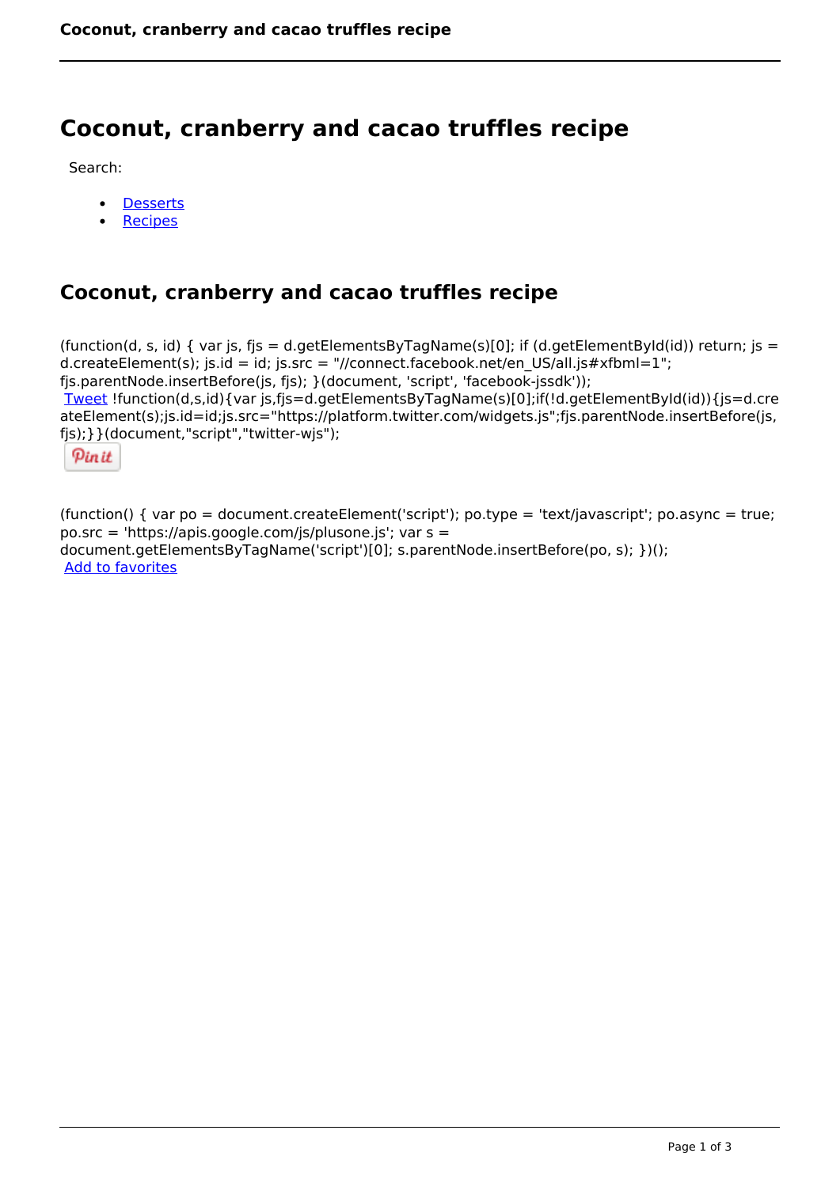# Coconut, cranberry and cacao truffles recipe

Search:

- Desserts
- Recipes

## Coconut, cranberry and cacao truffles recipe

(function(d, s, id) { var js, fjs = d.getElementsByTagName(s)[0]; if (d.getElementById(id)) return; js = d.createElement(s); js.id = id; js.src = "//connect.facebook.net/en_US/all.js#xfbml=1"; fjs.parentNode.insertBefore(js, fjs); }(document, 'script', 'facebook-jssdk'));
Tweet !function(d,s,id){var js,fjs=d.getElementsByTagName(s)[0];if(!d.getElementById(id)){js=d.createElement(s);js.id=id;js.src="https://platform.twitter.com/widgets.js";fjs.parentNode.insertBefore(js,fjs);}}(document,"script","twitter-wjs");

Pin it

(function() { var po = document.createElement('script'); po.type = 'text/javascript'; po.async = true; po.src = 'https://apis.google.com/js/plusone.js'; var s = document.getElementsByTagName('script')[0]; s.parentNode.insertBefore(po, s); })();
Add to favorites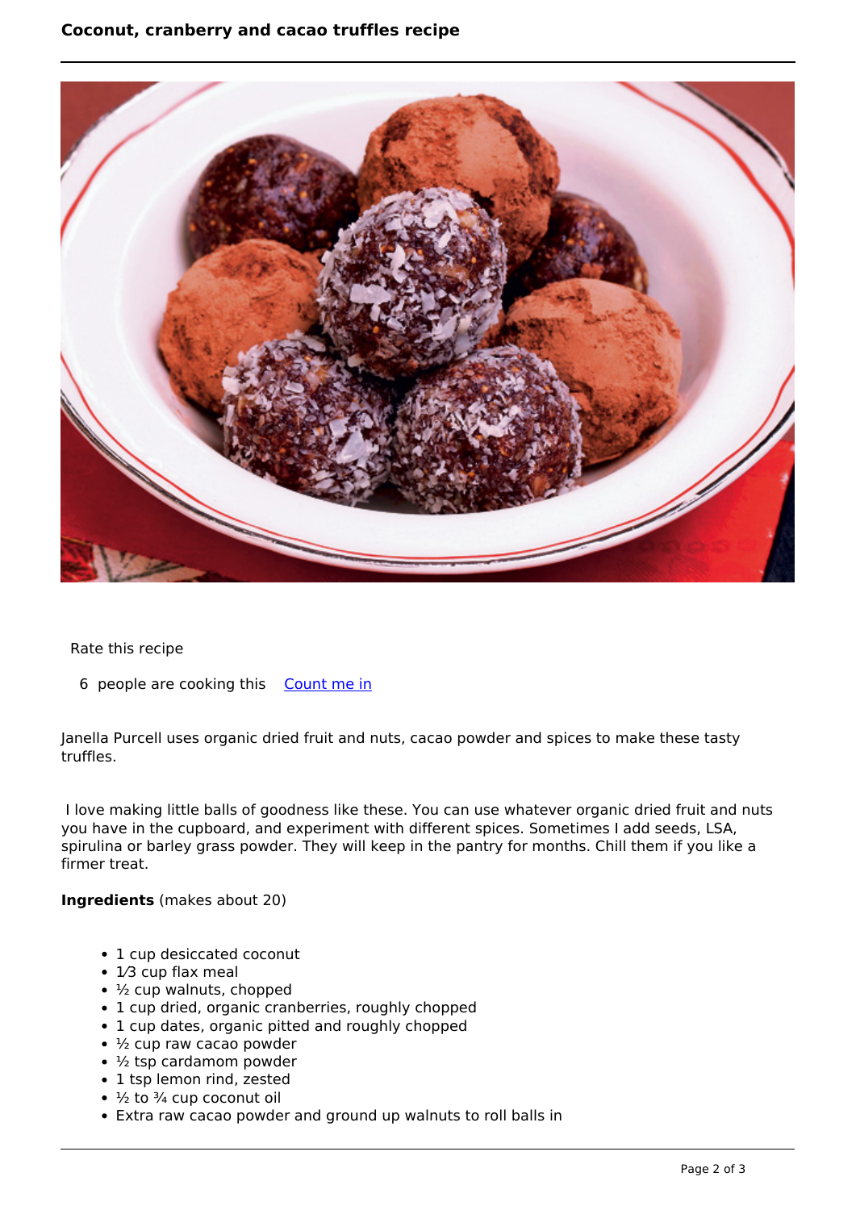Rate this recipe

6 people are cooking this [Count me in]

Janella Purcell uses organic dried fruit and nuts, cacao powder and spices to make these tasty truffles.

I love making little balls of goodness like these. You can use whatever organic dried fruit and nuts you have in the cupboard, and experiment with different spices. Sometimes I add seeds, LSA, spirulina or barley grass powder. They will keep in the pantry for months. Chill them if you like a firmer treat.

**Ingredients** (makes about 20)

- 1 cup desiccated coconut
- 1⁄3 cup flax meal
- ½ cup walnuts, chopped
- 1 cup dried, organic cranberries, roughly chopped
- 1 cup dates, organic pitted and roughly chopped
- ½ cup raw cacao powder
- ½ tsp cardamom powder
- 1 tsp lemon rind, zested
- ½ to ¾ cup coconut oil
- Extra raw cacao powder and ground up walnuts to roll balls in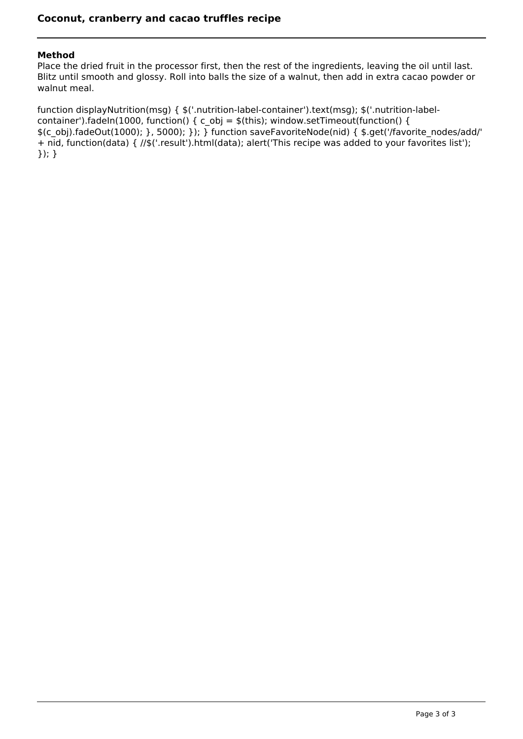## Method

Place the dried fruit in the processor first, then the rest of the ingredients, leaving the oil until last. Blitz until smooth and glossy. Roll into balls the size of a walnut, then add in extra cacao powder or walnut meal.

```
function displayNutrition(msg) { $('.nutrition-label-container').text(msg); $('.nutrition-label-container').fadeIn(1000, function() { c_obj = $(this); window.setTimeout(function() { $(c_obj).fadeOut(1000); }, 5000); }); } function saveFavoriteNode(nid) { $.get('/favorite_nodes/add/' + nid, function(data) { //$('.result').html(data); alert('This recipe was added to your favorites list'); }); }
```